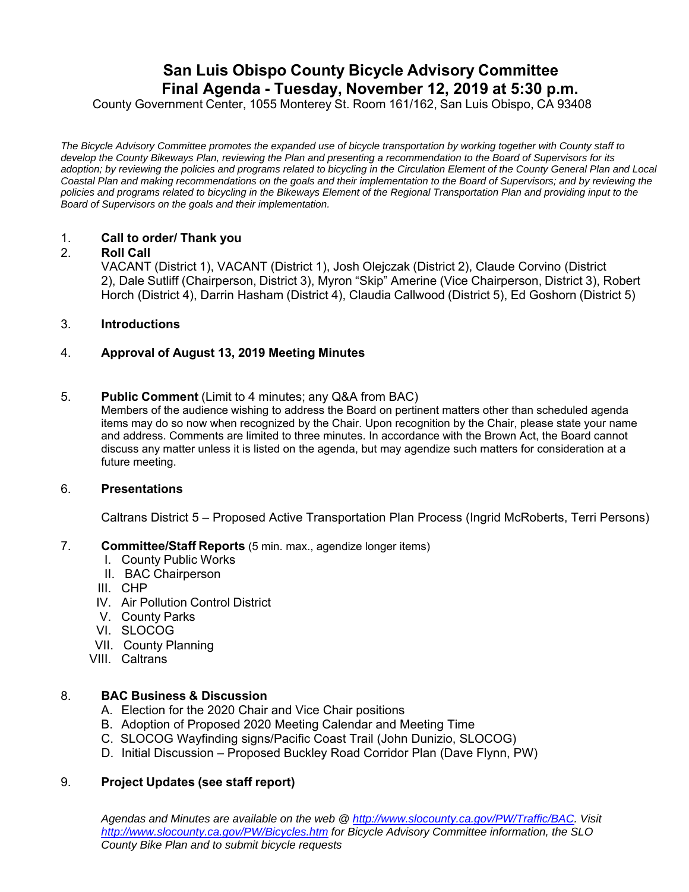# San Luis Obispo County Bicycle Advisory Committee
# Final Agenda - Tuesday, November 12, 2019 at 5:30 p.m.

County Government Center, 1055 Monterey St. Room 161/162, San Luis Obispo, CA 93408

*The Bicycle Advisory Committee promotes the expanded use of bicycle transportation by working together with County staff to develop the County Bikeways Plan, reviewing the Plan and presenting a recommendation to the Board of Supervisors for its adoption; by reviewing the policies and programs related to bicycling in the Circulation Element of the County General Plan and Local Coastal Plan and making recommendations on the goals and their implementation to the Board of Supervisors; and by reviewing the policies and programs related to bicycling in the Bikeways Element of the Regional Transportation Plan and providing input to the Board of Supervisors on the goals and their implementation.*

1. **Call to order/ Thank you**
2. **Roll Call**
   VACANT (District 1), VACANT (District 1), Josh Olejczak (District 2), Claude Corvino (District 2), Dale Sutliff (Chairperson, District 3), Myron "Skip" Amerine (Vice Chairperson, District 3), Robert Horch (District 4), Darrin Hasham (District 4), Claudia Callwood (District 5), Ed Goshorn (District 5)

3. **Introductions**

4. **Approval of August 13, 2019 Meeting Minutes**

5. **Public Comment** (Limit to 4 minutes; any Q&A from BAC)
   Members of the audience wishing to address the Board on pertinent matters other than scheduled agenda items may do so now when recognized by the Chair. Upon recognition by the Chair, please state your name and address. Comments are limited to three minutes. In accordance with the Brown Act, the Board cannot discuss any matter unless it is listed on the agenda, but may agendize such matters for consideration at a future meeting.

6. **Presentations**

   Caltrans District 5 – Proposed Active Transportation Plan Process (Ingrid McRoberts, Terri Persons)

7. **Committee/Staff Reports** (5 min. max., agendize longer items)
   I. County Public Works
   II. BAC Chairperson
   III. CHP
   IV. Air Pollution Control District
   V. County Parks
   VI. SLOCOG
   VII. County Planning
   VIII. Caltrans

8. **BAC Business & Discussion**
   A. Election for the 2020 Chair and Vice Chair positions
   B. Adoption of Proposed 2020 Meeting Calendar and Meeting Time
   C. SLOCOG Wayfinding signs/Pacific Coast Trail (John Dunizio, SLOCOG)
   D. Initial Discussion – Proposed Buckley Road Corridor Plan (Dave Flynn, PW)

9. **Project Updates (see staff report)**

*Agendas and Minutes are available on the web @ [http://www.slocounty.ca.gov/PW/Traffic/BAC](http://www.slocounty.ca.gov/PW/Traffic/BAC). Visit [http://www.slocounty.ca.gov/PW/Bicycles.htm](http://www.slocounty.ca.gov/PW/Bicycles.htm) for Bicycle Advisory Committee information, the SLO County Bike Plan and to submit bicycle requests*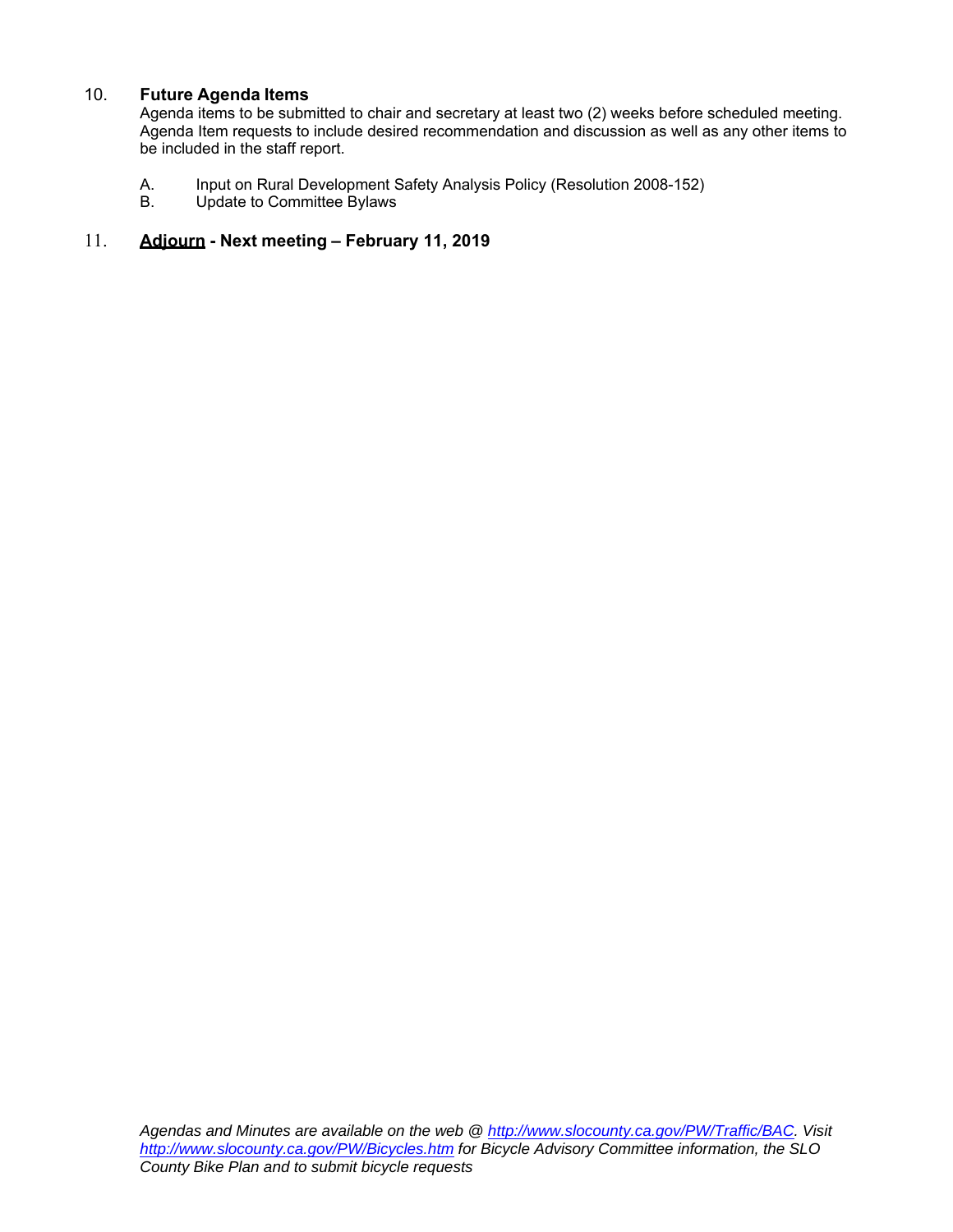10. **Future Agenda Items**

Agenda items to be submitted to chair and secretary at least two (2) weeks before scheduled meeting. Agenda Item requests to include desired recommendation and discussion as well as any other items to be included in the staff report.

A. Input on Rural Development Safety Analysis Policy (Resolution 2008-152)
B. Update to Committee Bylaws

11. **Adjourn - Next meeting – February 11, 2019**

*Agendas and Minutes are available on the web @ http://www.slocounty.ca.gov/PW/Traffic/BAC. Visit http://www.slocounty.ca.gov/PW/Bicycles.htm for Bicycle Advisory Committee information, the SLO County Bike Plan and to submit bicycle requests*